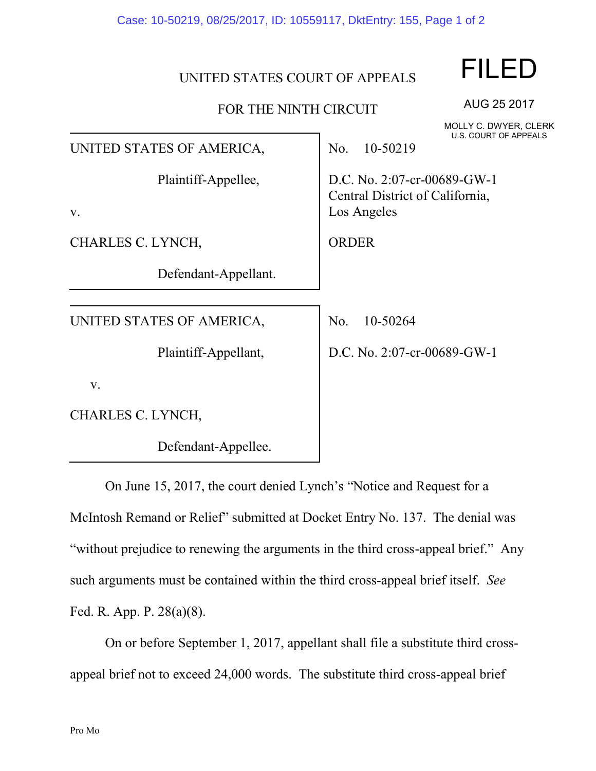UNITED STATES COURT OF APPEALS

FOR THE NINTH CIRCUIT

FILED

AUG 25 2017

MOLLY C. DWYER, CLERK
U.S. COURT OF APPEALS

| | |
|---|---|
| UNITED STATES OF AMERICA,<br><br>Plaintiff-Appellee,<br><br>v.<br><br>CHARLES C. LYNCH,<br><br>Defendant-Appellant. | No. 10-50219<br><br>D.C. No. 2:07-cr-00689-GW-1<br>Central District of California,<br>Los Angeles<br><br>ORDER |
| UNITED STATES OF AMERICA,<br><br>Plaintiff-Appellant,<br><br>v.<br><br>CHARLES C. LYNCH,<br><br>Defendant-Appellee. | No. 10-50264<br><br>D.C. No. 2:07-cr-00689-GW-1 |

On June 15, 2017, the court denied Lynch's "Notice and Request for a McIntosh Remand or Relief" submitted at Docket Entry No. 137. The denial was "without prejudice to renewing the arguments in the third cross-appeal brief." Any such arguments must be contained within the third cross-appeal brief itself. *See* Fed. R. App. P. 28(a)(8).

On or before September 1, 2017, appellant shall file a substitute third cross-appeal brief not to exceed 24,000 words. The substitute third cross-appeal brief

Pro Mo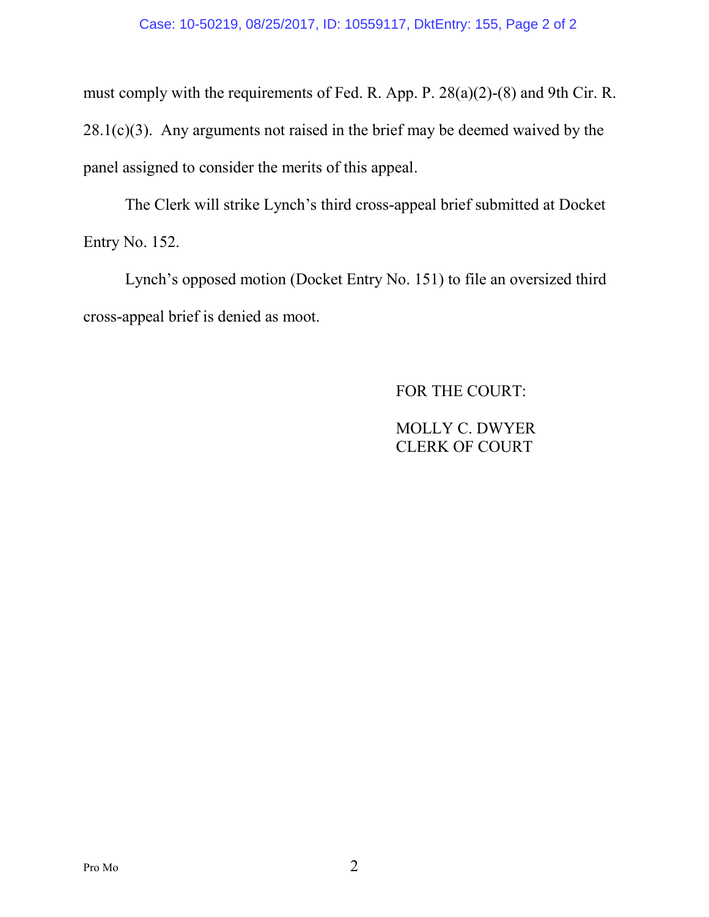must comply with the requirements of Fed. R. App. P. 28(a)(2)-(8) and 9th Cir. R. 28.1(c)(3). Any arguments not raised in the brief may be deemed waived by the panel assigned to consider the merits of this appeal.

The Clerk will strike Lynch's third cross-appeal brief submitted at Docket Entry No. 152.

Lynch's opposed motion (Docket Entry No. 151) to file an oversized third cross-appeal brief is denied as moot.

FOR THE COURT:

MOLLY C. DWYER
CLERK OF COURT

Pro Mo